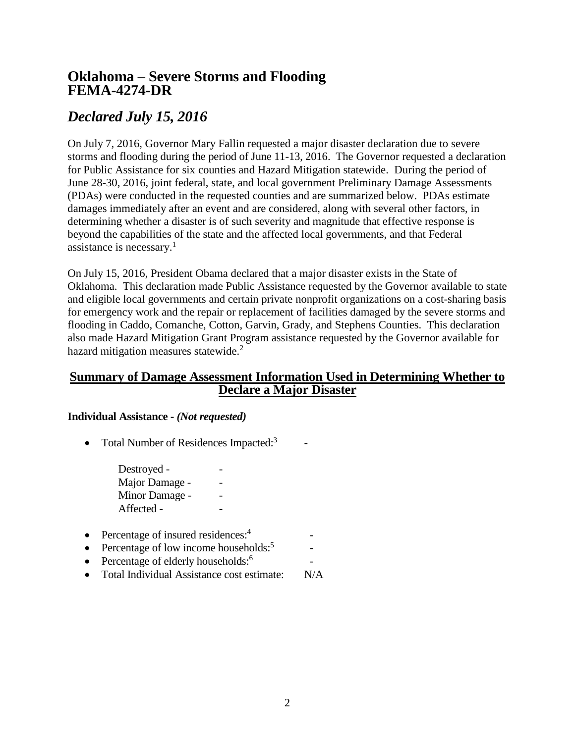# Oklahoma – Severe Storms and Flooding
# FEMA-4274-DR

## *Declared July 15, 2016*

On July 7, 2016, Governor Mary Fallin requested a major disaster declaration due to severe storms and flooding during the period of June 11-13, 2016. The Governor requested a declaration for Public Assistance for six counties and Hazard Mitigation statewide. During the period of June 28-30, 2016, joint federal, state, and local government Preliminary Damage Assessments (PDAs) were conducted in the requested counties and are summarized below. PDAs estimate damages immediately after an event and are considered, along with several other factors, in determining whether a disaster is of such severity and magnitude that effective response is beyond the capabilities of the state and the affected local governments, and that Federal assistance is necessary.[1]

On July 15, 2016, President Obama declared that a major disaster exists in the State of Oklahoma. This declaration made Public Assistance requested by the Governor available to state and eligible local governments and certain private nonprofit organizations on a cost-sharing basis for emergency work and the repair or replacement of facilities damaged by the severe storms and flooding in Caddo, Comanche, Cotton, Garvin, Grady, and Stephens Counties. This declaration also made Hazard Mitigation Grant Program assistance requested by the Governor available for hazard mitigation measures statewide.[2]

## Summary of Damage Assessment Information Used in Determining Whether to Declare a Major Disaster

**Individual Assistance -** ***(Not requested)***

- Total Number of Residences Impacted:[3] -

  Destroyed - -
  Major Damage - -
  Minor Damage - -
  Affected - -

- Percentage of insured residences:[4] -
- Percentage of low income households:[5] -
- Percentage of elderly households:[6] -
- Total Individual Assistance cost estimate: N/A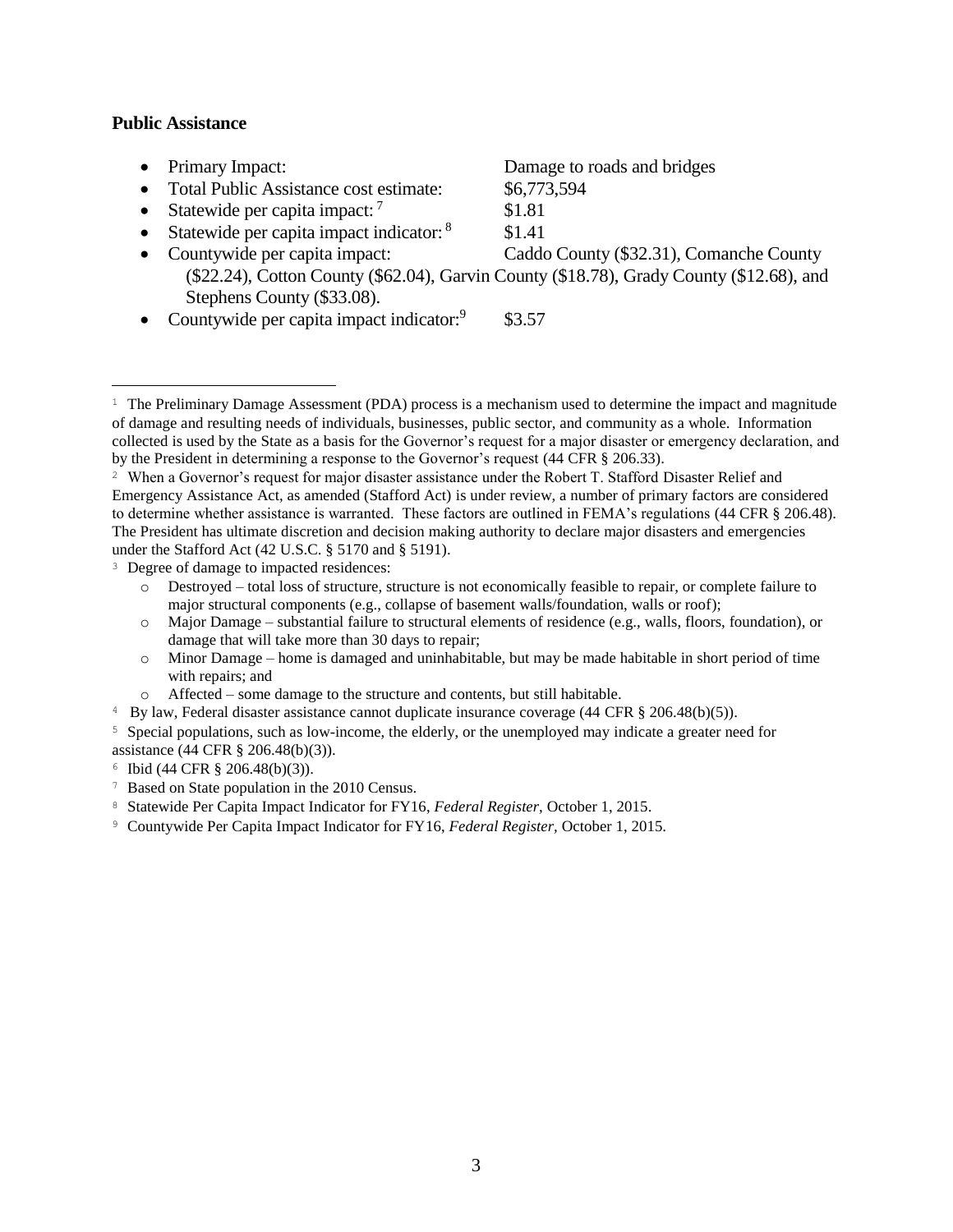**Public Assistance**

- Primary Impact: Damage to roads and bridges
- Total Public Assistance cost estimate: $6,773,594
- Statewide per capita impact: [7] $1.81
- Statewide per capita impact indicator: [8] $1.41
- Countywide per capita impact: Caddo County ($32.31), Comanche County ($22.24), Cotton County ($62.04), Garvin County ($18.78), Grady County ($12.68), and Stephens County ($33.08).
- Countywide per capita impact indicator:[9] $3.57

---

[1] The Preliminary Damage Assessment (PDA) process is a mechanism used to determine the impact and magnitude of damage and resulting needs of individuals, businesses, public sector, and community as a whole. Information collected is used by the State as a basis for the Governor's request for a major disaster or emergency declaration, and by the President in determining a response to the Governor's request (44 CFR § 206.33).

[2] When a Governor's request for major disaster assistance under the Robert T. Stafford Disaster Relief and Emergency Assistance Act, as amended (Stafford Act) is under review, a number of primary factors are considered to determine whether assistance is warranted. These factors are outlined in FEMA's regulations (44 CFR § 206.48). The President has ultimate discretion and decision making authority to declare major disasters and emergencies under the Stafford Act (42 U.S.C. § 5170 and § 5191).

[3] Degree of damage to impacted residences:

- Destroyed – total loss of structure, structure is not economically feasible to repair, or complete failure to major structural components (e.g., collapse of basement walls/foundation, walls or roof);
- Major Damage – substantial failure to structural elements of residence (e.g., walls, floors, foundation), or damage that will take more than 30 days to repair;
- Minor Damage – home is damaged and uninhabitable, but may be made habitable in short period of time with repairs; and
- Affected – some damage to the structure and contents, but still habitable.

[4] By law, Federal disaster assistance cannot duplicate insurance coverage (44 CFR § 206.48(b)(5)).

[5] Special populations, such as low-income, the elderly, or the unemployed may indicate a greater need for assistance (44 CFR § 206.48(b)(3)).

[6] Ibid (44 CFR § 206.48(b)(3)).

[7] Based on State population in the 2010 Census.

[8] Statewide Per Capita Impact Indicator for FY16, *Federal Register,* October 1, 2015.

[9] Countywide Per Capita Impact Indicator for FY16, *Federal Register,* October 1, 2015.